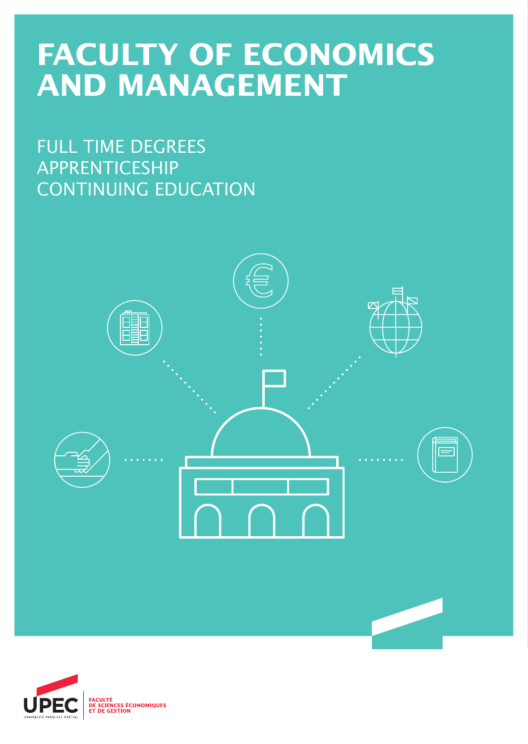# FACULTY OF ECONOMICS AND MANAGEMENT

FULL TIME DEGREES
APPRENTICESHIP
CONTINUING EDUCATION

UPEC
UNIVERSITÉ PARIS-EST CRÉTEIL

FACULTÉ
DE SCIENCES ÉCONOMIQUES
ET DE GESTION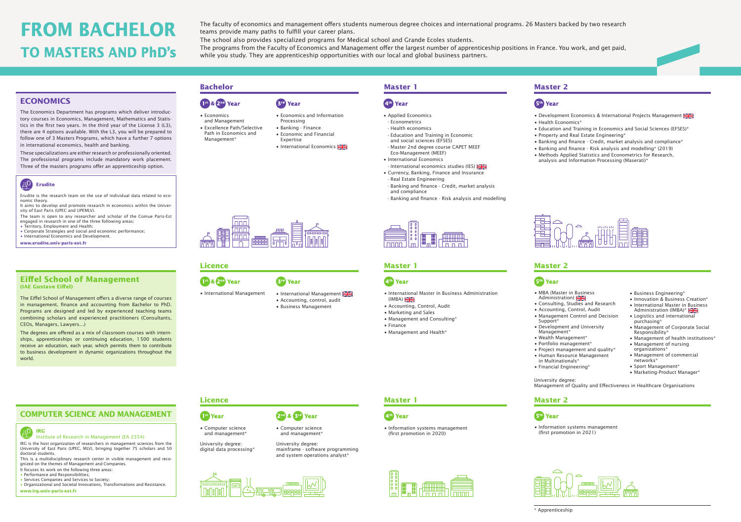# FROM BACHELOR TO MASTERS AND PhD's

The faculty of economics and management offers students numerous degree choices and international programs. 26 Masters backed by two research teams provide many paths to fulfill your career plans.
The school also provides specialized programs for Medical school and Grande Ecoles students.
The programs from the Faculty of Economics and Management offer the largest number of apprenticeship positions in France. You work, and get paid, while you study. They are apprenticeship opportunities with our local and global business partners.

## ECONOMICS

The Economics Department has programs which deliver introductory courses in Economics, Management, Mathematics and Statistics in the first two years. In the third year of the License 3 (L3), there are 4 options available. With the L3, you will be prepared to follow one of 3 Masters Programs, which have a further 7 options in international economics, health and banking.

These specializations are either research or professionally oriented. The professional programs include mandatory work placement. Three of the masters programs offer an apprenticeship option.

### Erudite

Erudite is the research team on the use of individual data related to economic theory.
It aims to develop and promote research in economics within the University of East Paris (UPEC and UPEMLV).
The team is open to any researcher and scholar of the Comue Paris-Est engaged in research in one of the three following areas:
- Territory, Employment and Health;
- Corporate Strategies and social and economic performance;
- International Economics and Development.

**www.erudite.univ-paris-est.fr**

### Bachelor

#### 1st & 2nd Year
- Economics and Management
- Excellence Path/Selective Path in Economics and Management*

#### 3rd Year
- Economics and Information Processing
- Banking - Finance
- Economic and Financial Expertise
- International Economics

### Master 1

#### 4th Year
- Applied Economics
  - Econometrics
  - Health economics
  - Education and Training in Economic and social sciences (EFSES)
  - Master 2nd degree course CAPET MEEF Eco-Management (MEEF)
- International Economics
  - International economics studies (IES)
- Currency, Banking, Finance and Insurance
  - Real Estate Engineering
  - Banking and finance - Credit, market analysis and compliance
  - Banking and finance - Risk analysis and modelling

### Master 2

#### 5th Year
- Development Economics & International Projects Management
- Health Economics*
- Education and Training in Economics and Social Sciences (EFSES)*
- Property and Real Estate Engineering*
- Banking and finance - Credit, market analysis and compliance*
- Banking and finance - Risk analysis and modelling* (2019)
- Methods Applied Statistics and Econometrics for Research, analysis and Information Processing (Maserati)*

## Eiffel School of Management
**(IAE Gustave Eiffel)**

The Eiffel School of Management offers a diverse range of courses in management, finance and accounting from Bachelor to PhD. Programs are designed and led by experienced teaching teams combining scholars and experienced practitioners (Consultants, CEOs, Managers, Lawyers...)

The degrees are offered as a mix of classroom courses with internships, apprenticeships or continuing education, 1 500 students receive an education, each year, which permits them to contribute to business development in dynamic organizations throughout the world.

### Licence

#### 1st & 2nd Year
- International Management

#### 3rd Year
- International Management
- Accounting, control, audit
- Business Management

### Master 1

#### 4th Year
- International Master in Business Administration (IMBA)
- Accounting, Control, Audit
- Marketing and Sales
- Management and Consulting*
- Finance
- Management and Health*

### Master 2

#### 5th Year
- MBA (Master in Business Administration)
- Consulting, Studies and Research
- Accounting, Control, Audit
- Management Control and Decision Support*
- Development and University Management*
- Wealth Management*
- Portfolio management*
- Project management and quality*
- Human Resource Management in Multinationals*
- Financial Engineering*
- Business Engineering*
- Innovation & Business Creation*
- International Master in Business Administration (IMBA)*
- Logistics and international purchasing*
- Management of Corporate Social Responsibility*
- Management of health institutions*
- Management of nursing organizations*
- Management of commercial networks*
- Sport Management*
- Marketing-Product Manager*

University degree:
Management of Quality and Effectiveness in Healthcare Organisations

## COMPUTER SCIENCE AND MANAGEMENT

### IRG
Institute of Research in Management (EA 2354)

IRG is the host organization of researchers in management sciences from the University of East Paris (UPEC, MLV), bringing together 75 scholars and 50 doctoral students.
This is a multidisciplinary research center in visible management and recognized on the themes of Management and Companies.
It focuses its work on the following three areas:
- Performance and Responsibilities;
- Services Companies and Services to Society;
- Organizational and Societal Innovations, Transformations and Resistance.

**www.irg.univ-paris-est.fr**

### Licence

#### 1st Year
- Computer science and management*

University degree:
digital data processing*

#### 2nd & 3rd Year
- Computer science and management*

University degree:
mainframe - software programming and system operations analyst*

### Master 1

#### 4th Year
- Information systems management (first promotion in 2020)

### Master 2

#### 5th Year
- Information systems management (first promotion in 2021)

\* Apprenticeship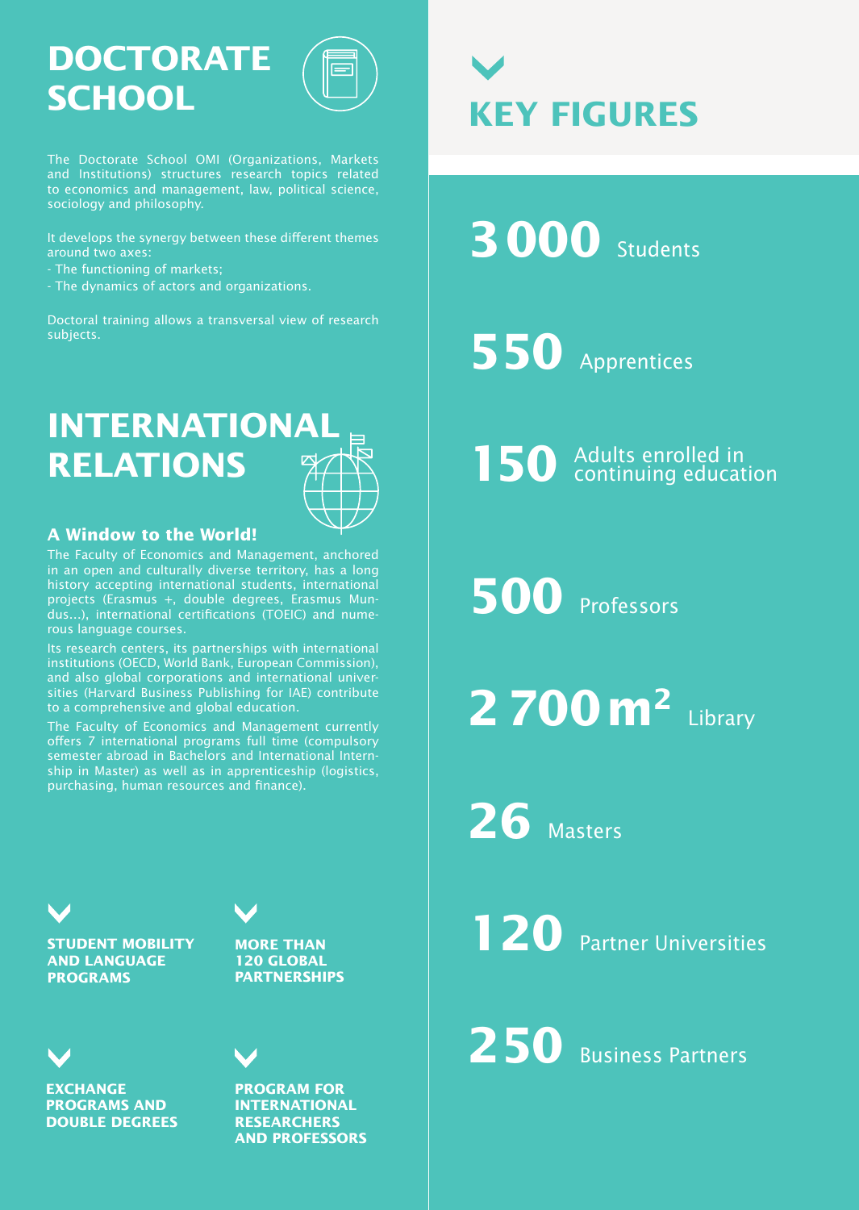# DOCTORATE SCHOOL

The Doctorate School OMI (Organizations, Markets and Institutions) structures research topics related to economics and management, law, political science, sociology and philosophy.

It develops the synergy between these different themes around two axes:
- The functioning of markets;
- The dynamics of actors and organizations.

Doctoral training allows a transversal view of research subjects.

# INTERNATIONAL RELATIONS

### A Window to the World!

The Faculty of Economics and Management, anchored in an open and culturally diverse territory, has a long history accepting international students, international projects (Erasmus +, double degrees, Erasmus Mundus...), international certifications (TOEIC) and numerous language courses.

Its research centers, its partnerships with international institutions (OECD, World Bank, European Commission), and also global corporations and international universities (Harvard Business Publishing for IAE) contribute to a comprehensive and global education.

The Faculty of Economics and Management currently offers 7 international programs full time (compulsory semester abroad in Bachelors and International Internship in Master) as well as in apprenticeship (logistics, purchasing, human resources and finance).

**STUDENT MOBILITY AND LANGUAGE PROGRAMS**

**MORE THAN 120 GLOBAL PARTNERSHIPS**

**EXCHANGE PROGRAMS AND DOUBLE DEGREES**

**PROGRAM FOR INTERNATIONAL RESEARCHERS AND PROFESSORS**

# KEY FIGURES

**3 000** Students

**550** Apprentices

**150** Adults enrolled in continuing education

**500** Professors

**2 700 m²** Library

**26** Masters

**120** Partner Universities

**250** Business Partners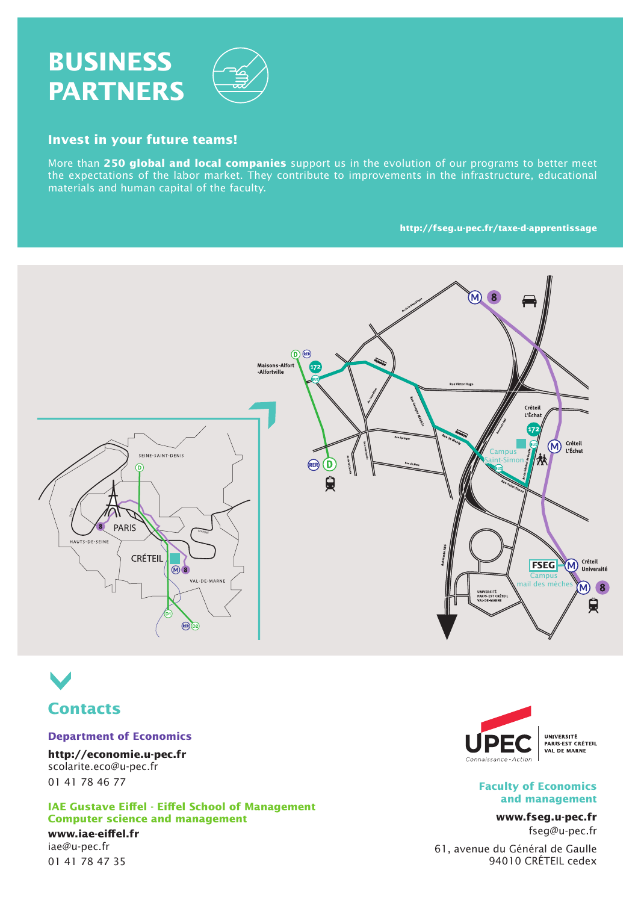# BUSINESS PARTNERS

### Invest in your future teams!

More than **250 global and local companies** support us in the evolution of our programs to better meet the expectations of the labor market. They contribute to improvements in the infrastructure, educational materials and human capital of the faculty.

**http://fseg.u-pec.fr/taxe-d-apprentissage**

## Contacts

**Department of Economics**

**http://economie.u-pec.fr**
scolarite.eco@u-pec.fr
01 41 78 46 77

**IAE Gustave Eiffel - Eiffel School of Management**
**Computer science and management**

**www.iae-eiffel.fr**
iae@u-pec.fr
01 41 78 47 35

UPEC
UNIVERSITÉ PARIS-EST CRÉTEIL VAL DE MARNE
Connaissance-Action

**Faculty of Economics and management**

**www.fseg.u-pec.fr**
fseg@u-pec.fr

61, avenue du Général de Gaulle
94010 CRÉTEIL cedex